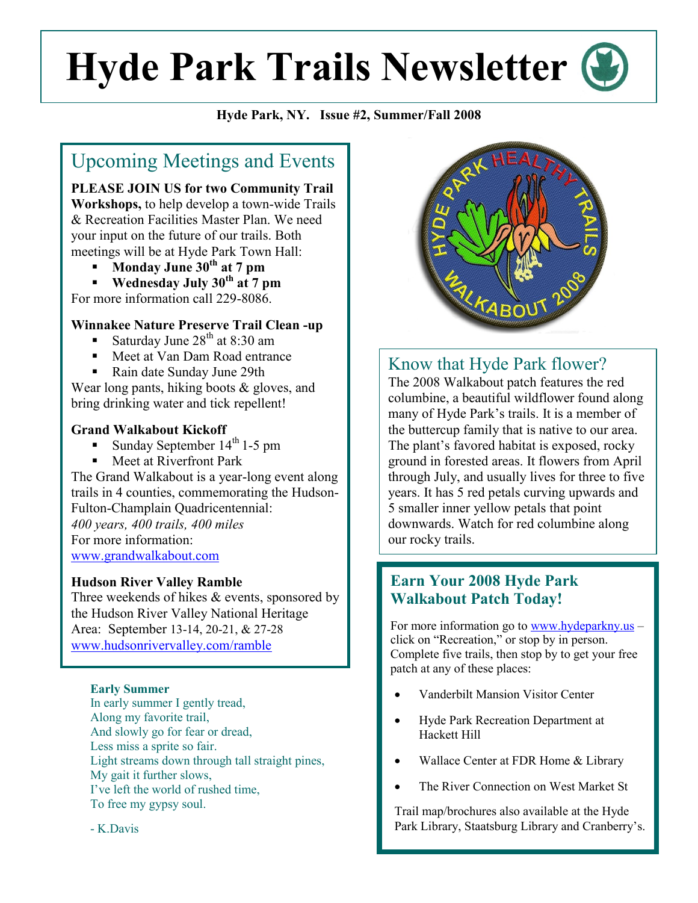# Hyde Park Trails Newsletter

**Hyde Park, NY. Issue #2, Summer/Fall 2008**

## Upcoming Meetings and Events

**PLEASE JOIN US for two Community Trail Workshops,** to help develop a town-wide Trails & Recreation Facilities Master Plan. We need your input on the future of our trails. Both meetings will be at Hyde Park Town Hall:

- **Monday June 30th at 7 pm**
- **Wednesday July 30th at 7 pm**

For more information call 229-8086.

**Winnakee Nature Preserve Trail Clean -up**

- Saturday June 28th at 8:30 am
- Meet at Van Dam Road entrance
- Rain date Sunday June 29th

Wear long pants, hiking boots & gloves, and bring drinking water and tick repellent!

**Grand Walkabout Kickoff**

- Sunday September 14th 1-5 pm
- Meet at Riverfront Park

The Grand Walkabout is a year-long event along trails in 4 counties, commemorating the Hudson-Fulton-Champlain Quadricentennial:
*400 years, 400 trails, 400 miles*
For more information:
www.grandwalkabout.com

**Hudson River Valley Ramble**
Three weekends of hikes & events, sponsored by the Hudson River Valley National Heritage Area: September 13-14, 20-21, & 27-28
www.hudsonrivervalley.com/ramble

**Early Summer**

In early summer I gently tread,
Along my favorite trail,
And slowly go for fear or dread,
Less miss a sprite so fair.
Light streams down through tall straight pines,
My gait it further slows,
I've left the world of rushed time,
To free my gypsy soul.

- K.Davis

## Know that Hyde Park flower?

The 2008 Walkabout patch features the red columbine, a beautiful wildflower found along many of Hyde Park's trails. It is a member of the buttercup family that is native to our area. The plant's favored habitat is exposed, rocky ground in forested areas. It flowers from April through July, and usually lives for three to five years. It has 5 red petals curving upwards and 5 smaller inner yellow petals that point downwards. Watch for red columbine along our rocky trails.

## Earn Your 2008 Hyde Park Walkabout Patch Today!

For more information go to www.hydeparkny.us – click on "Recreation," or stop by in person. Complete five trails, then stop by to get your free patch at any of these places:

- Vanderbilt Mansion Visitor Center
- Hyde Park Recreation Department at Hackett Hill
- Wallace Center at FDR Home & Library
- The River Connection on West Market St

Trail map/brochures also available at the Hyde Park Library, Staatsburg Library and Cranberry's.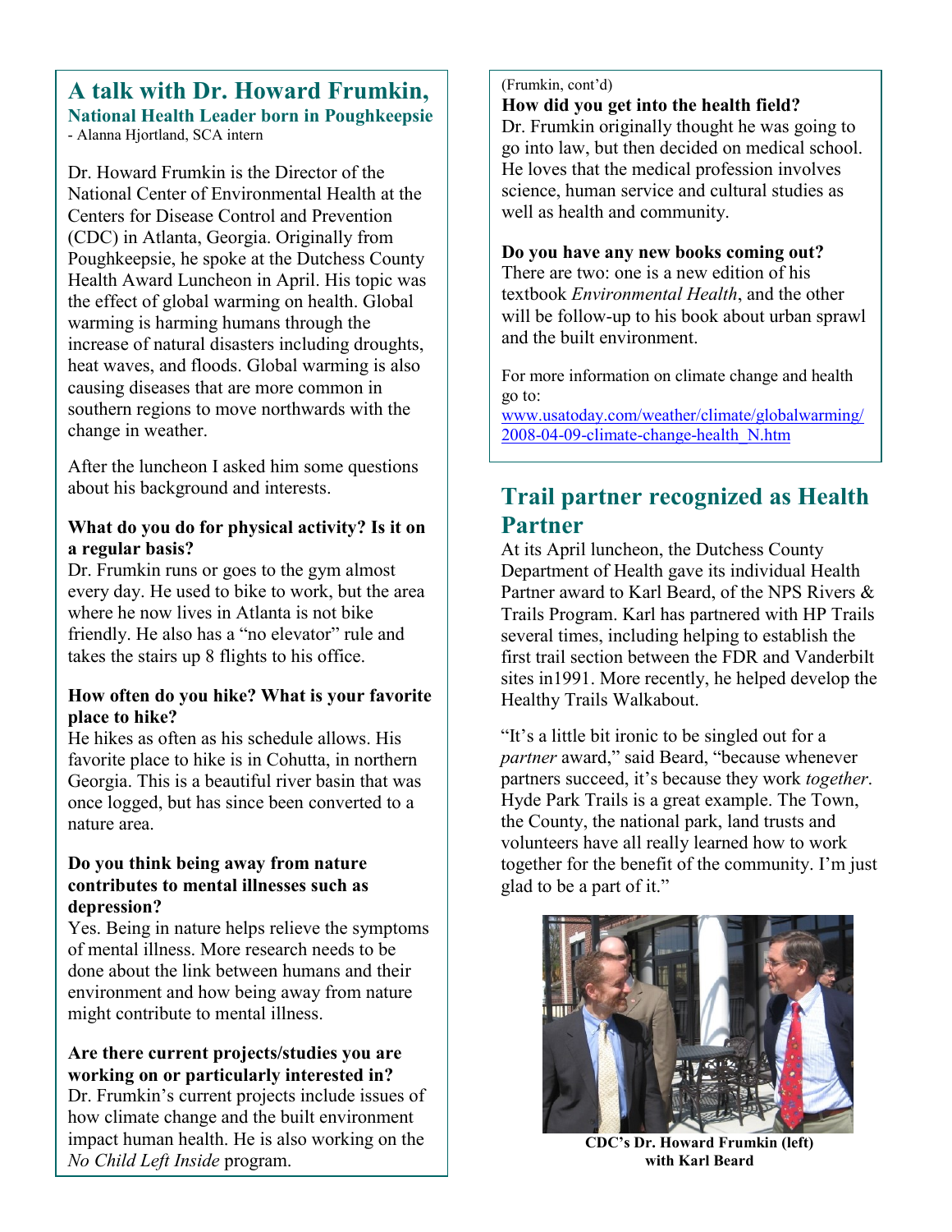## A talk with Dr. Howard Frumkin,

**National Health Leader born in Poughkeepsie**

- Alanna Hjortland, SCA intern

Dr. Howard Frumkin is the Director of the National Center of Environmental Health at the Centers for Disease Control and Prevention (CDC) in Atlanta, Georgia. Originally from Poughkeepsie, he spoke at the Dutchess County Health Award Luncheon in April. His topic was the effect of global warming on health. Global warming is harming humans through the increase of natural disasters including droughts, heat waves, and floods. Global warming is also causing diseases that are more common in southern regions to move northwards with the change in weather.

After the luncheon I asked him some questions about his background and interests.

**What do you do for physical activity? Is it on a regular basis?**

Dr. Frumkin runs or goes to the gym almost every day. He used to bike to work, but the area where he now lives in Atlanta is not bike friendly. He also has a "no elevator" rule and takes the stairs up 8 flights to his office.

**How often do you hike? What is your favorite place to hike?**

He hikes as often as his schedule allows. His favorite place to hike is in Cohutta, in northern Georgia. This is a beautiful river basin that was once logged, but has since been converted to a nature area.

**Do you think being away from nature contributes to mental illnesses such as depression?**

Yes. Being in nature helps relieve the symptoms of mental illness. More research needs to be done about the link between humans and their environment and how being away from nature might contribute to mental illness.

**Are there current projects/studies you are working on or particularly interested in?**

Dr. Frumkin's current projects include issues of how climate change and the built environment impact human health. He is also working on the *No Child Left Inside* program.

(Frumkin, cont'd)

**How did you get into the health field?**

Dr. Frumkin originally thought he was going to go into law, but then decided on medical school. He loves that the medical profession involves science, human service and cultural studies as well as health and community.

**Do you have any new books coming out?**

There are two: one is a new edition of his textbook *Environmental Health*, and the other will be follow-up to his book about urban sprawl and the built environment.

For more information on climate change and health go to:
www.usatoday.com/weather/climate/globalwarming/2008-04-09-climate-change-health_N.htm

## Trail partner recognized as Health Partner

At its April luncheon, the Dutchess County Department of Health gave its individual Health Partner award to Karl Beard, of the NPS Rivers & Trails Program. Karl has partnered with HP Trails several times, including helping to establish the first trail section between the FDR and Vanderbilt sites in1991. More recently, he helped develop the Healthy Trails Walkabout.

"It's a little bit ironic to be singled out for a *partner* award," said Beard, "because whenever partners succeed, it's because they work *together*. Hyde Park Trails is a great example. The Town, the County, the national park, land trusts and volunteers have all really learned how to work together for the benefit of the community. I'm just glad to be a part of it."

**CDC's Dr. Howard Frumkin (left) with Karl Beard**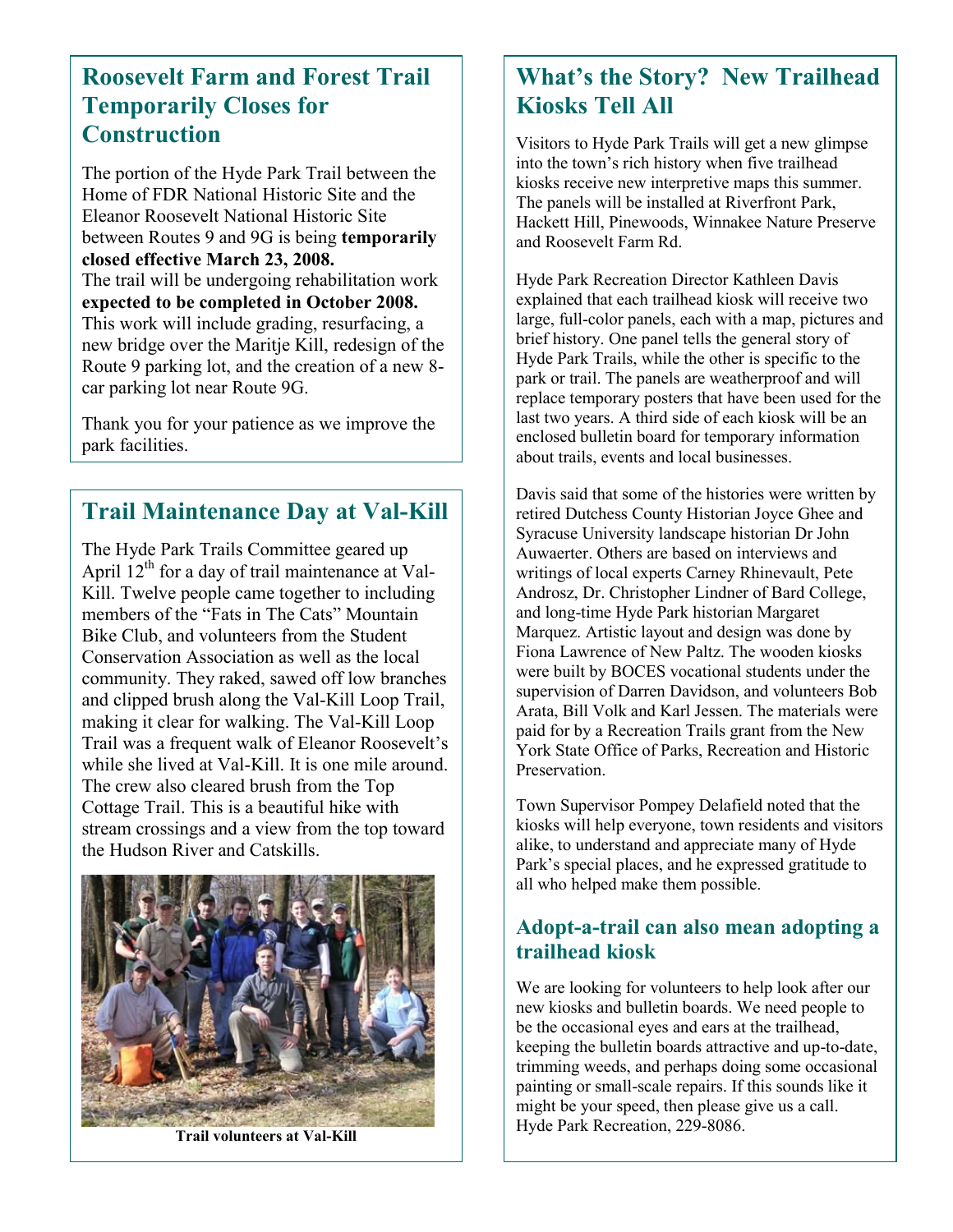## Roosevelt Farm and Forest Trail Temporarily Closes for Construction

The portion of the Hyde Park Trail between the Home of FDR National Historic Site and the Eleanor Roosevelt National Historic Site between Routes 9 and 9G is being **temporarily closed effective March 23, 2008.** The trail will be undergoing rehabilitation work **expected to be completed in October 2008.** This work will include grading, resurfacing, a new bridge over the Maritje Kill, redesign of the Route 9 parking lot, and the creation of a new 8-car parking lot near Route 9G.

Thank you for your patience as we improve the park facilities.

## Trail Maintenance Day at Val-Kill

The Hyde Park Trails Committee geared up April 12th for a day of trail maintenance at Val-Kill. Twelve people came together to including members of the "Fats in The Cats" Mountain Bike Club, and volunteers from the Student Conservation Association as well as the local community. They raked, sawed off low branches and clipped brush along the Val-Kill Loop Trail, making it clear for walking. The Val-Kill Loop Trail was a frequent walk of Eleanor Roosevelt's while she lived at Val-Kill. It is one mile around. The crew also cleared brush from the Top Cottage Trail. This is a beautiful hike with stream crossings and a view from the top toward the Hudson River and Catskills.

**Trail volunteers at Val-Kill**

## What's the Story? New Trailhead Kiosks Tell All

Visitors to Hyde Park Trails will get a new glimpse into the town's rich history when five trailhead kiosks receive new interpretive maps this summer. The panels will be installed at Riverfront Park, Hackett Hill, Pinewoods, Winnakee Nature Preserve and Roosevelt Farm Rd.

Hyde Park Recreation Director Kathleen Davis explained that each trailhead kiosk will receive two large, full-color panels, each with a map, pictures and brief history. One panel tells the general story of Hyde Park Trails, while the other is specific to the park or trail. The panels are weatherproof and will replace temporary posters that have been used for the last two years. A third side of each kiosk will be an enclosed bulletin board for temporary information about trails, events and local businesses.

Davis said that some of the histories were written by retired Dutchess County Historian Joyce Ghee and Syracuse University landscape historian Dr John Auwaerter. Others are based on interviews and writings of local experts Carney Rhinevault, Pete Androsz, Dr. Christopher Lindner of Bard College, and long-time Hyde Park historian Margaret Marquez. Artistic layout and design was done by Fiona Lawrence of New Paltz. The wooden kiosks were built by BOCES vocational students under the supervision of Darren Davidson, and volunteers Bob Arata, Bill Volk and Karl Jessen. The materials were paid for by a Recreation Trails grant from the New York State Office of Parks, Recreation and Historic Preservation.

Town Supervisor Pompey Delafield noted that the kiosks will help everyone, town residents and visitors alike, to understand and appreciate many of Hyde Park's special places, and he expressed gratitude to all who helped make them possible.

### Adopt-a-trail can also mean adopting a trailhead kiosk

We are looking for volunteers to help look after our new kiosks and bulletin boards. We need people to be the occasional eyes and ears at the trailhead, keeping the bulletin boards attractive and up-to-date, trimming weeds, and perhaps doing some occasional painting or small-scale repairs. If this sounds like it might be your speed, then please give us a call. Hyde Park Recreation, 229-8086.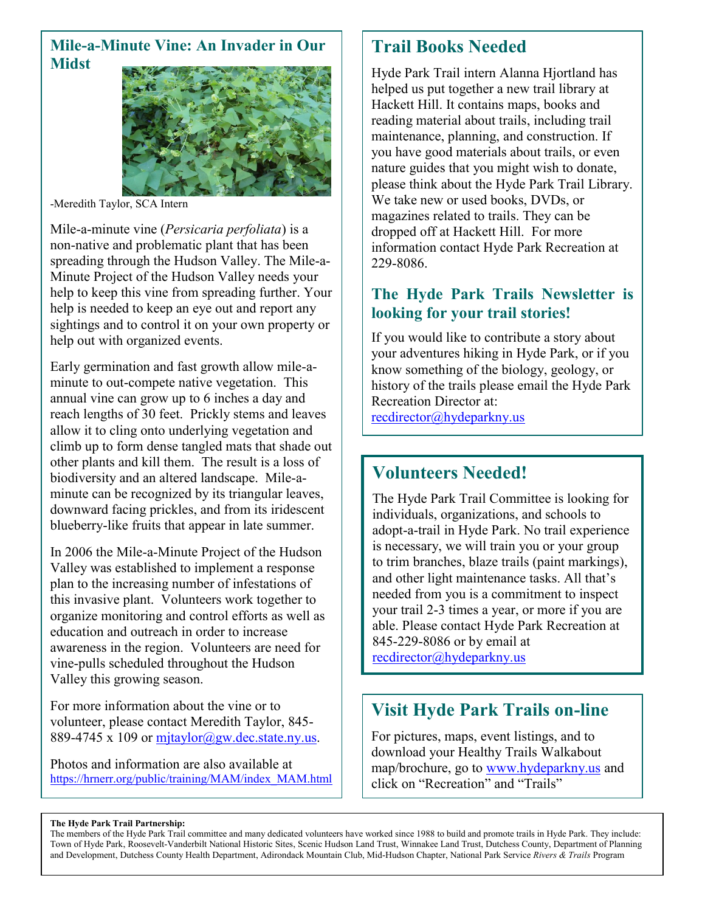## Mile-a-Minute Vine: An Invader in Our Midst

-Meredith Taylor, SCA Intern

Mile-a-minute vine (*Persicaria perfoliata*) is a non-native and problematic plant that has been spreading through the Hudson Valley. The Mile-a-Minute Project of the Hudson Valley needs your help to keep this vine from spreading further. Your help is needed to keep an eye out and report any sightings and to control it on your own property or help out with organized events.

Early germination and fast growth allow mile-a-minute to out-compete native vegetation. This annual vine can grow up to 6 inches a day and reach lengths of 30 feet. Prickly stems and leaves allow it to cling onto underlying vegetation and climb up to form dense tangled mats that shade out other plants and kill them. The result is a loss of biodiversity and an altered landscape. Mile-a-minute can be recognized by its triangular leaves, downward facing prickles, and from its iridescent blueberry-like fruits that appear in late summer.

In 2006 the Mile-a-Minute Project of the Hudson Valley was established to implement a response plan to the increasing number of infestations of this invasive plant. Volunteers work together to organize monitoring and control efforts as well as education and outreach in order to increase awareness in the region. Volunteers are need for vine-pulls scheduled throughout the Hudson Valley this growing season.

For more information about the vine or to volunteer, please contact Meredith Taylor, 845-889-4745 x 109 or mjtaylor@gw.dec.state.ny.us.

Photos and information are also available at https://hrnerr.org/public/training/MAM/index_MAM.html

## Trail Books Needed

Hyde Park Trail intern Alanna Hjortland has helped us put together a new trail library at Hackett Hill. It contains maps, books and reading material about trails, including trail maintenance, planning, and construction. If you have good materials about trails, or even nature guides that you might wish to donate, please think about the Hyde Park Trail Library. We take new or used books, DVDs, or magazines related to trails. They can be dropped off at Hackett Hill. For more information contact Hyde Park Recreation at 229-8086.

### The Hyde Park Trails Newsletter is looking for your trail stories!

If you would like to contribute a story about your adventures hiking in Hyde Park, or if you know something of the biology, geology, or history of the trails please email the Hyde Park Recreation Director at: recdirector@hydeparkny.us

## Volunteers Needed!

The Hyde Park Trail Committee is looking for individuals, organizations, and schools to adopt-a-trail in Hyde Park. No trail experience is necessary, we will train you or your group to trim branches, blaze trails (paint markings), and other light maintenance tasks. All that's needed from you is a commitment to inspect your trail 2-3 times a year, or more if you are able. Please contact Hyde Park Recreation at 845-229-8086 or by email at recdirector@hydeparkny.us

## Visit Hyde Park Trails on-line

For pictures, maps, event listings, and to download your Healthy Trails Walkabout map/brochure, go to www.hydeparkny.us and click on "Recreation" and "Trails"

**The Hyde Park Trail Partnership:**
The members of the Hyde Park Trail committee and many dedicated volunteers have worked since 1988 to build and promote trails in Hyde Park. They include: Town of Hyde Park, Roosevelt-Vanderbilt National Historic Sites, Scenic Hudson Land Trust, Winnakee Land Trust, Dutchess County, Department of Planning and Development, Dutchess County Health Department, Adirondack Mountain Club, Mid-Hudson Chapter, National Park Service *Rivers & Trails* Program